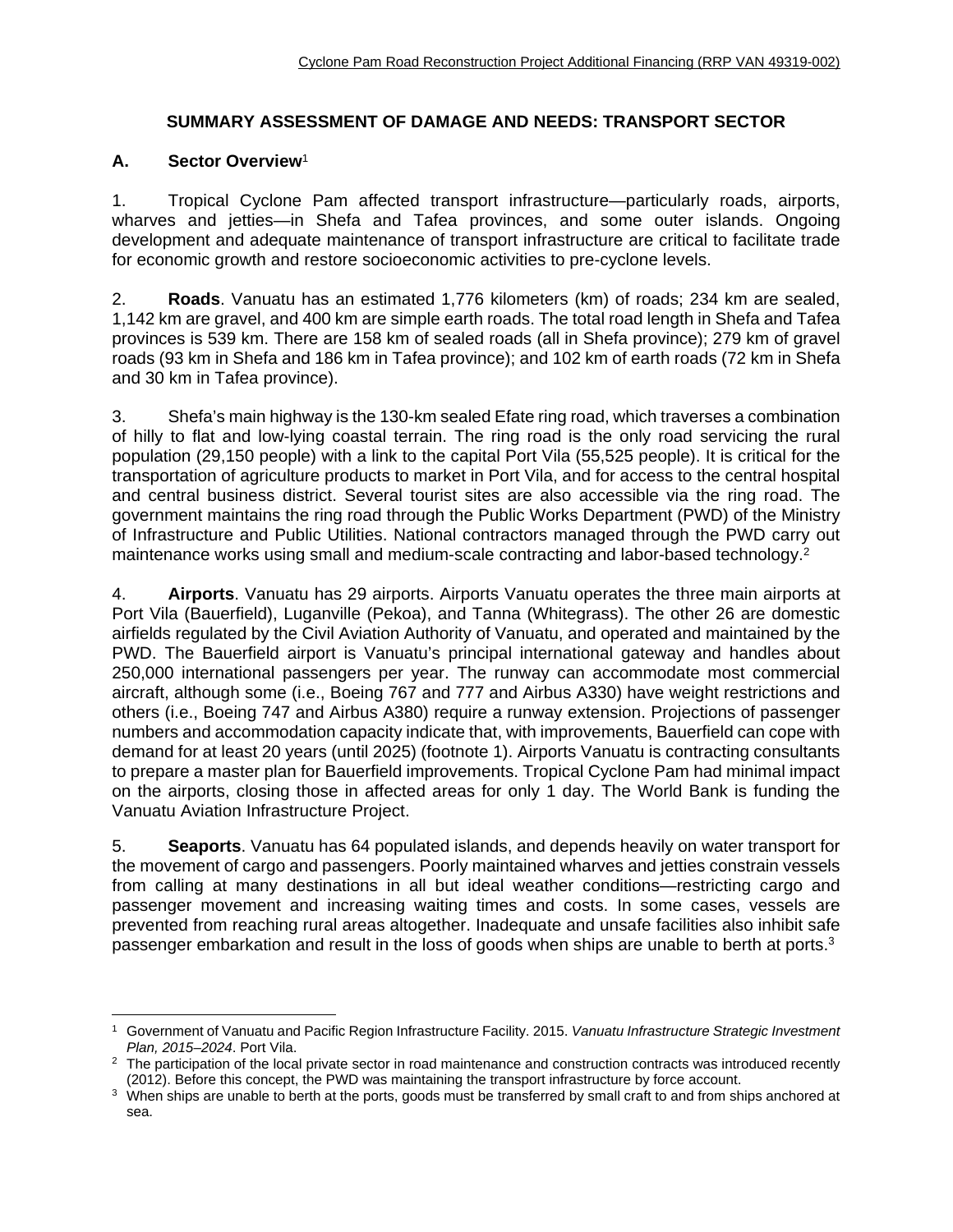## SUMMARY ASSESSMENT OF DAMAGE AND NEEDS: TRANSPORT SECTOR

### A. Sector Overview[1]

1. Tropical Cyclone Pam affected transport infrastructure—particularly roads, airports, wharves and jetties—in Shefa and Tafea provinces, and some outer islands. Ongoing development and adequate maintenance of transport infrastructure are critical to facilitate trade for economic growth and restore socioeconomic activities to pre-cyclone levels.

2. **Roads**. Vanuatu has an estimated 1,776 kilometers (km) of roads; 234 km are sealed, 1,142 km are gravel, and 400 km are simple earth roads. The total road length in Shefa and Tafea provinces is 539 km. There are 158 km of sealed roads (all in Shefa province); 279 km of gravel roads (93 km in Shefa and 186 km in Tafea province); and 102 km of earth roads (72 km in Shefa and 30 km in Tafea province).

3. Shefa's main highway is the 130-km sealed Efate ring road, which traverses a combination of hilly to flat and low-lying coastal terrain. The ring road is the only road servicing the rural population (29,150 people) with a link to the capital Port Vila (55,525 people). It is critical for the transportation of agriculture products to market in Port Vila, and for access to the central hospital and central business district. Several tourist sites are also accessible via the ring road. The government maintains the ring road through the Public Works Department (PWD) of the Ministry of Infrastructure and Public Utilities. National contractors managed through the PWD carry out maintenance works using small and medium-scale contracting and labor-based technology.[2]

4. **Airports**. Vanuatu has 29 airports. Airports Vanuatu operates the three main airports at Port Vila (Bauerfield), Luganville (Pekoa), and Tanna (Whitegrass). The other 26 are domestic airfields regulated by the Civil Aviation Authority of Vanuatu, and operated and maintained by the PWD. The Bauerfield airport is Vanuatu's principal international gateway and handles about 250,000 international passengers per year. The runway can accommodate most commercial aircraft, although some (i.e., Boeing 767 and 777 and Airbus A330) have weight restrictions and others (i.e., Boeing 747 and Airbus A380) require a runway extension. Projections of passenger numbers and accommodation capacity indicate that, with improvements, Bauerfield can cope with demand for at least 20 years (until 2025) (footnote 1). Airports Vanuatu is contracting consultants to prepare a master plan for Bauerfield improvements. Tropical Cyclone Pam had minimal impact on the airports, closing those in affected areas for only 1 day. The World Bank is funding the Vanuatu Aviation Infrastructure Project.

5. **Seaports**. Vanuatu has 64 populated islands, and depends heavily on water transport for the movement of cargo and passengers. Poorly maintained wharves and jetties constrain vessels from calling at many destinations in all but ideal weather conditions—restricting cargo and passenger movement and increasing waiting times and costs. In some cases, vessels are prevented from reaching rural areas altogether. Inadequate and unsafe facilities also inhibit safe passenger embarkation and result in the loss of goods when ships are unable to berth at ports.[3]

---

[1] Government of Vanuatu and Pacific Region Infrastructure Facility. 2015. *Vanuatu Infrastructure Strategic Investment Plan, 2015–2024*. Port Vila.

[2] The participation of the local private sector in road maintenance and construction contracts was introduced recently (2012). Before this concept, the PWD was maintaining the transport infrastructure by force account.

[3] When ships are unable to berth at the ports, goods must be transferred by small craft to and from ships anchored at sea.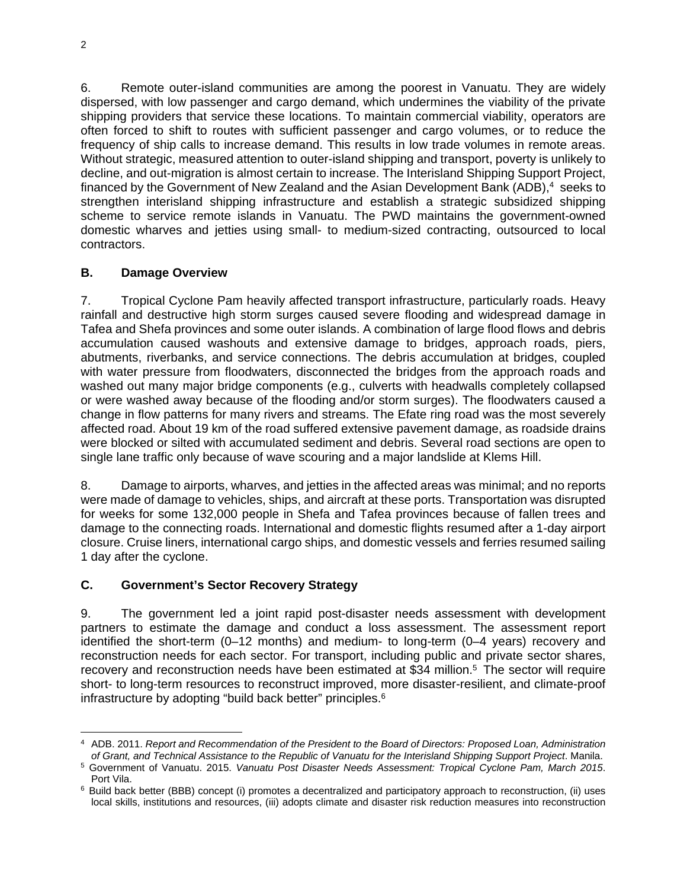6. Remote outer-island communities are among the poorest in Vanuatu. They are widely dispersed, with low passenger and cargo demand, which undermines the viability of the private shipping providers that service these locations. To maintain commercial viability, operators are often forced to shift to routes with sufficient passenger and cargo volumes, or to reduce the frequency of ship calls to increase demand. This results in low trade volumes in remote areas. Without strategic, measured attention to outer-island shipping and transport, poverty is unlikely to decline, and out-migration is almost certain to increase. The Interisland Shipping Support Project, financed by the Government of New Zealand and the Asian Development Bank (ADB),[4] seeks to strengthen interisland shipping infrastructure and establish a strategic subsidized shipping scheme to service remote islands in Vanuatu. The PWD maintains the government-owned domestic wharves and jetties using small- to medium-sized contracting, outsourced to local contractors.

## B. Damage Overview

7. Tropical Cyclone Pam heavily affected transport infrastructure, particularly roads. Heavy rainfall and destructive high storm surges caused severe flooding and widespread damage in Tafea and Shefa provinces and some outer islands. A combination of large flood flows and debris accumulation caused washouts and extensive damage to bridges, approach roads, piers, abutments, riverbanks, and service connections. The debris accumulation at bridges, coupled with water pressure from floodwaters, disconnected the bridges from the approach roads and washed out many major bridge components (e.g., culverts with headwalls completely collapsed or were washed away because of the flooding and/or storm surges). The floodwaters caused a change in flow patterns for many rivers and streams. The Efate ring road was the most severely affected road. About 19 km of the road suffered extensive pavement damage, as roadside drains were blocked or silted with accumulated sediment and debris. Several road sections are open to single lane traffic only because of wave scouring and a major landslide at Klems Hill.

8. Damage to airports, wharves, and jetties in the affected areas was minimal; and no reports were made of damage to vehicles, ships, and aircraft at these ports. Transportation was disrupted for weeks for some 132,000 people in Shefa and Tafea provinces because of fallen trees and damage to the connecting roads. International and domestic flights resumed after a 1-day airport closure. Cruise liners, international cargo ships, and domestic vessels and ferries resumed sailing 1 day after the cyclone.

## C. Government's Sector Recovery Strategy

9. The government led a joint rapid post-disaster needs assessment with development partners to estimate the damage and conduct a loss assessment. The assessment report identified the short-term (0–12 months) and medium- to long-term (0–4 years) recovery and reconstruction needs for each sector. For transport, including public and private sector shares, recovery and reconstruction needs have been estimated at $34 million.[5] The sector will require short- to long-term resources to reconstruct improved, more disaster-resilient, and climate-proof infrastructure by adopting "build back better" principles.[6]

---

[4] ADB. 2011. *Report and Recommendation of the President to the Board of Directors: Proposed Loan, Administration of Grant, and Technical Assistance to the Republic of Vanuatu for the Interisland Shipping Support Project*. Manila.

[5] Government of Vanuatu. 2015. *Vanuatu Post Disaster Needs Assessment: Tropical Cyclone Pam, March 2015*. Port Vila.

[6] Build back better (BBB) concept (i) promotes a decentralized and participatory approach to reconstruction, (ii) uses local skills, institutions and resources, (iii) adopts climate and disaster risk reduction measures into reconstruction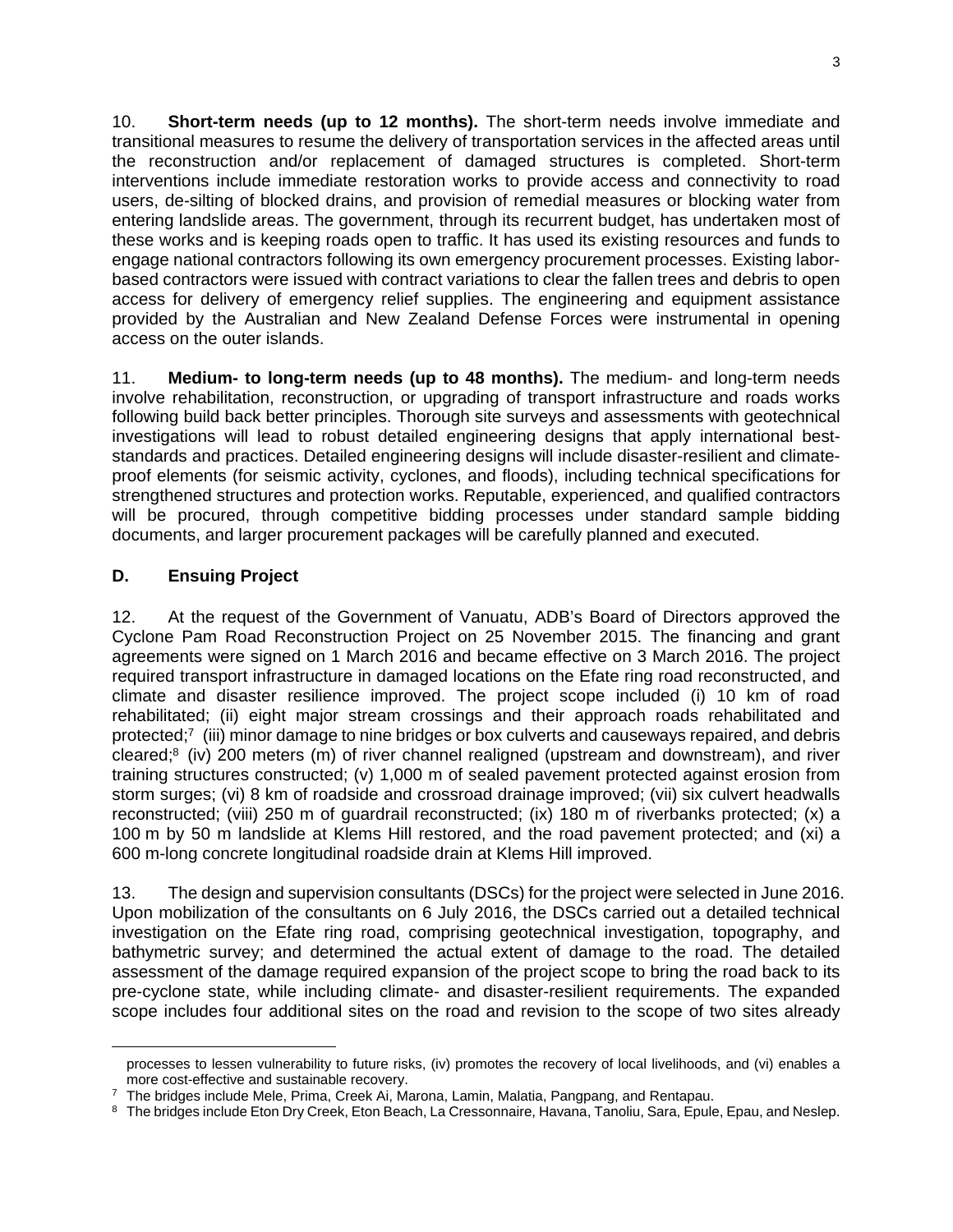10. **Short-term needs (up to 12 months).** The short-term needs involve immediate and transitional measures to resume the delivery of transportation services in the affected areas until the reconstruction and/or replacement of damaged structures is completed. Short-term interventions include immediate restoration works to provide access and connectivity to road users, de-silting of blocked drains, and provision of remedial measures or blocking water from entering landslide areas. The government, through its recurrent budget, has undertaken most of these works and is keeping roads open to traffic. It has used its existing resources and funds to engage national contractors following its own emergency procurement processes. Existing labor-based contractors were issued with contract variations to clear the fallen trees and debris to open access for delivery of emergency relief supplies. The engineering and equipment assistance provided by the Australian and New Zealand Defense Forces were instrumental in opening access on the outer islands.

11. **Medium- to long-term needs (up to 48 months).** The medium- and long-term needs involve rehabilitation, reconstruction, or upgrading of transport infrastructure and roads works following build back better principles. Thorough site surveys and assessments with geotechnical investigations will lead to robust detailed engineering designs that apply international best-standards and practices. Detailed engineering designs will include disaster-resilient and climate-proof elements (for seismic activity, cyclones, and floods), including technical specifications for strengthened structures and protection works. Reputable, experienced, and qualified contractors will be procured, through competitive bidding processes under standard sample bidding documents, and larger procurement packages will be carefully planned and executed.

## D. Ensuing Project

12. At the request of the Government of Vanuatu, ADB's Board of Directors approved the Cyclone Pam Road Reconstruction Project on 25 November 2015. The financing and grant agreements were signed on 1 March 2016 and became effective on 3 March 2016. The project required transport infrastructure in damaged locations on the Efate ring road reconstructed, and climate and disaster resilience improved. The project scope included (i) 10 km of road rehabilitated; (ii) eight major stream crossings and their approach roads rehabilitated and protected;[7] (iii) minor damage to nine bridges or box culverts and causeways repaired, and debris cleared;[8] (iv) 200 meters (m) of river channel realigned (upstream and downstream), and river training structures constructed; (v) 1,000 m of sealed pavement protected against erosion from storm surges; (vi) 8 km of roadside and crossroad drainage improved; (vii) six culvert headwalls reconstructed; (viii) 250 m of guardrail reconstructed; (ix) 180 m of riverbanks protected; (x) a 100 m by 50 m landslide at Klems Hill restored, and the road pavement protected; and (xi) a 600 m-long concrete longitudinal roadside drain at Klems Hill improved.

13. The design and supervision consultants (DSCs) for the project were selected in June 2016. Upon mobilization of the consultants on 6 July 2016, the DSCs carried out a detailed technical investigation on the Efate ring road, comprising geotechnical investigation, topography, and bathymetric survey; and determined the actual extent of damage to the road. The detailed assessment of the damage required expansion of the project scope to bring the road back to its pre-cyclone state, while including climate- and disaster-resilient requirements. The expanded scope includes four additional sites on the road and revision to the scope of two sites already

---

processes to lessen vulnerability to future risks, (iv) promotes the recovery of local livelihoods, and (vi) enables a more cost-effective and sustainable recovery.

[7] The bridges include Mele, Prima, Creek Ai, Marona, Lamin, Malatia, Pangpang, and Rentapau.

[8] The bridges include Eton Dry Creek, Eton Beach, La Cressonnaire, Havana, Tanoliu, Sara, Epule, Epau, and Neslep.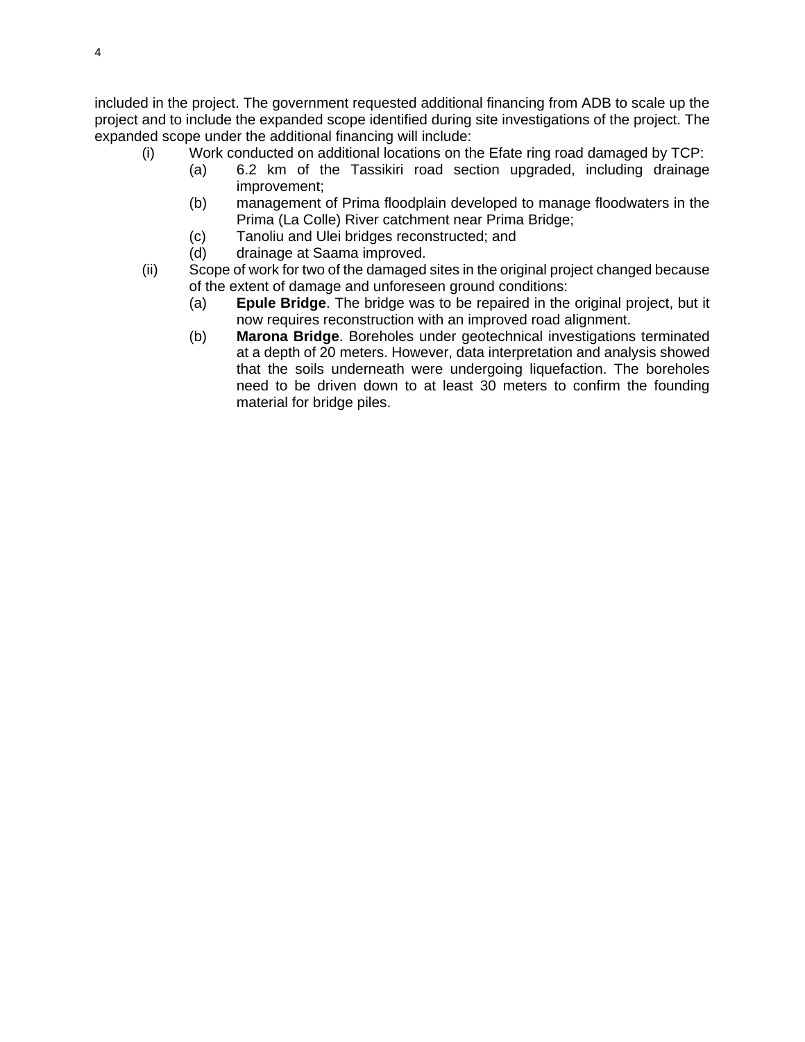included in the project. The government requested additional financing from ADB to scale up the project and to include the expanded scope identified during site investigations of the project. The expanded scope under the additional financing will include:

(i) Work conducted on additional locations on the Efate ring road damaged by TCP:
   (a) 6.2 km of the Tassikiri road section upgraded, including drainage improvement;
   (b) management of Prima floodplain developed to manage floodwaters in the Prima (La Colle) River catchment near Prima Bridge;
   (c) Tanoliu and Ulei bridges reconstructed; and
   (d) drainage at Saama improved.

(ii) Scope of work for two of the damaged sites in the original project changed because of the extent of damage and unforeseen ground conditions:
   (a) **Epule Bridge**. The bridge was to be repaired in the original project, but it now requires reconstruction with an improved road alignment.
   (b) **Marona Bridge**. Boreholes under geotechnical investigations terminated at a depth of 20 meters. However, data interpretation and analysis showed that the soils underneath were undergoing liquefaction. The boreholes need to be driven down to at least 30 meters to confirm the founding material for bridge piles.